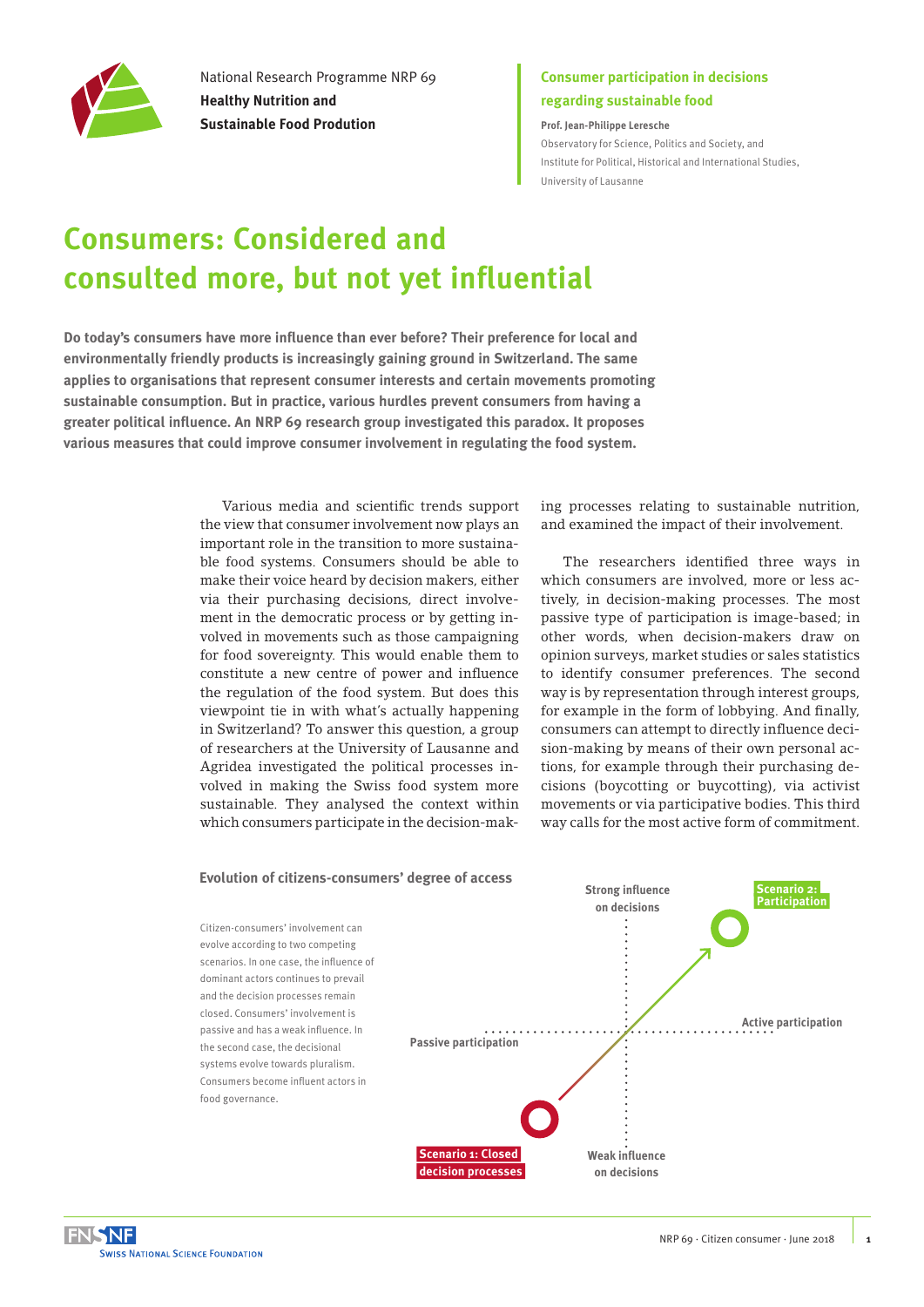National Research Programme NRP 69
**Healthy Nutrition and Sustainable Food Prodution**

**Consumer participation in decisions regarding sustainable food**

**Prof. Jean-Philippe Leresche**
Observatory for Science, Politics and Society, and Institute for Political, Historical and International Studies, University of Lausanne

# Consumers: Considered and consulted more, but not yet influential

**Do today's consumers have more influence than ever before? Their preference for local and environmentally friendly products is increasingly gaining ground in Switzerland. The same applies to organisations that represent consumer interests and certain movements promoting sustainable consumption. But in practice, various hurdles prevent consumers from having a greater political influence. An NRP 69 research group investigated this paradox. It proposes various measures that could improve consumer involvement in regulating the food system.**

Various media and scientific trends support the view that consumer involvement now plays an important role in the transition to more sustainable food systems. Consumers should be able to make their voice heard by decision makers, either via their purchasing decisions, direct involvement in the democratic process or by getting involved in movements such as those campaigning for food sovereignty. This would enable them to constitute a new centre of power and influence the regulation of the food system. But does this viewpoint tie in with what's actually happening in Switzerland? To answer this question, a group of researchers at the University of Lausanne and Agridea investigated the political processes involved in making the Swiss food system more sustainable. They analysed the context within which consumers participate in the decision-making processes relating to sustainable nutrition, and examined the impact of their involvement.

The researchers identified three ways in which consumers are involved, more or less actively, in decision-making processes. The most passive type of participation is image-based; in other words, when decision-makers draw on opinion surveys, market studies or sales statistics to identify consumer preferences. The second way is by representation through interest groups, for example in the form of lobbying. And finally, consumers can attempt to directly influence decision-making by means of their own personal actions, for example through their purchasing decisions (boycotting or buycotting), via activist movements or via participative bodies. This third way calls for the most active form of commitment.

**Evolution of citizens-consumers' degree of access**

Citizen-consumers' involvement can evolve according to two competing scenarios. In one case, the influence of dominant actors continues to prevail and the decision processes remain closed. Consumers' involvement is passive and has a weak influence. In the second case, the decisional systems evolve towards pluralism. Consumers become influent actors in food governance.

Strong influence on decisions
Scenario 2: Participation
Active participation
Passive participation
Scenario 1: Closed decision processes
Weak influence on decisions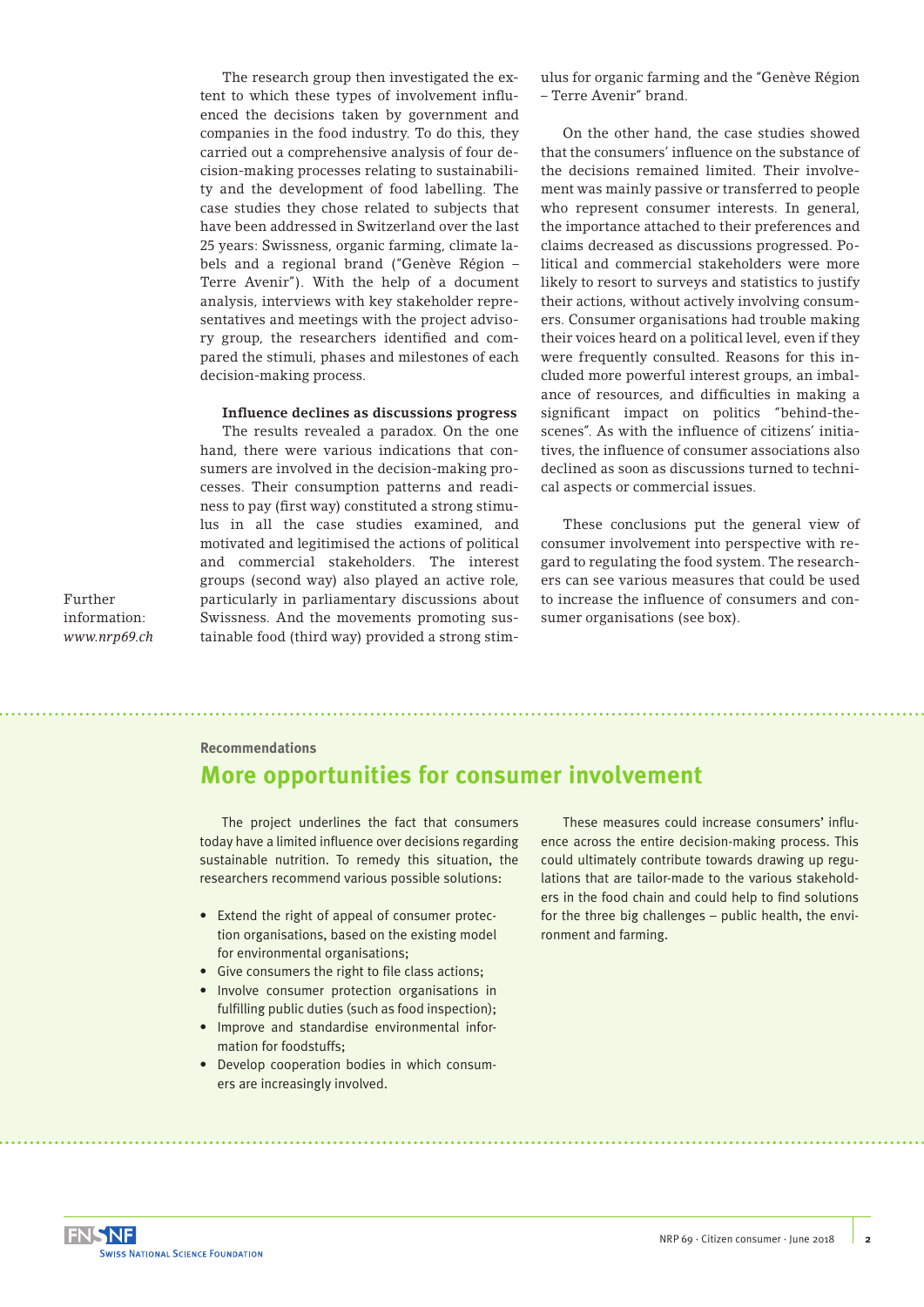Further information: *www.nrp69.ch*

The research group then investigated the extent to which these types of involvement influenced the decisions taken by government and companies in the food industry. To do this, they carried out a comprehensive analysis of four decision-making processes relating to sustainability and the development of food labelling. The case studies they chose related to subjects that have been addressed in Switzerland over the last 25 years: Swissness, organic farming, climate labels and a regional brand ("Genève Région – Terre Avenir"). With the help of a document analysis, interviews with key stakeholder representatives and meetings with the project advisory group, the researchers identified and compared the stimuli, phases and milestones of each decision-making process.

**Influence declines as discussions progress**

The results revealed a paradox. On the one hand, there were various indications that consumers are involved in the decision-making processes. Their consumption patterns and readiness to pay (first way) constituted a strong stimulus in all the case studies examined, and motivated and legitimised the actions of political and commercial stakeholders. The interest groups (second way) also played an active role, particularly in parliamentary discussions about Swissness. And the movements promoting sustainable food (third way) provided a strong stimulus for organic farming and the "Genève Région – Terre Avenir" brand.

On the other hand, the case studies showed that the consumers' influence on the substance of the decisions remained limited. Their involvement was mainly passive or transferred to people who represent consumer interests. In general, the importance attached to their preferences and claims decreased as discussions progressed. Political and commercial stakeholders were more likely to resort to surveys and statistics to justify their actions, without actively involving consumers. Consumer organisations had trouble making their voices heard on a political level, even if they were frequently consulted. Reasons for this included more powerful interest groups, an imbalance of resources, and difficulties in making a significant impact on politics "behind-the-scenes". As with the influence of citizens' initiatives, the influence of consumer associations also declined as soon as discussions turned to technical aspects or commercial issues.

These conclusions put the general view of consumer involvement into perspective with regard to regulating the food system. The researchers can see various measures that could be used to increase the influence of consumers and consumer organisations (see box).

Recommendations

## More opportunities for consumer involvement

The project underlines the fact that consumers today have a limited influence over decisions regarding sustainable nutrition. To remedy this situation, the researchers recommend various possible solutions:

- Extend the right of appeal of consumer protection organisations, based on the existing model for environmental organisations;
- Give consumers the right to file class actions;
- Involve consumer protection organisations in fulfilling public duties (such as food inspection);
- Improve and standardise environmental information for foodstuffs;
- Develop cooperation bodies in which consumers are increasingly involved.

These measures could increase consumers' influence across the entire decision-making process. This could ultimately contribute towards drawing up regulations that are tailor-made to the various stakeholders in the food chain and could help to find solutions for the three big challenges – public health, the environment and farming.